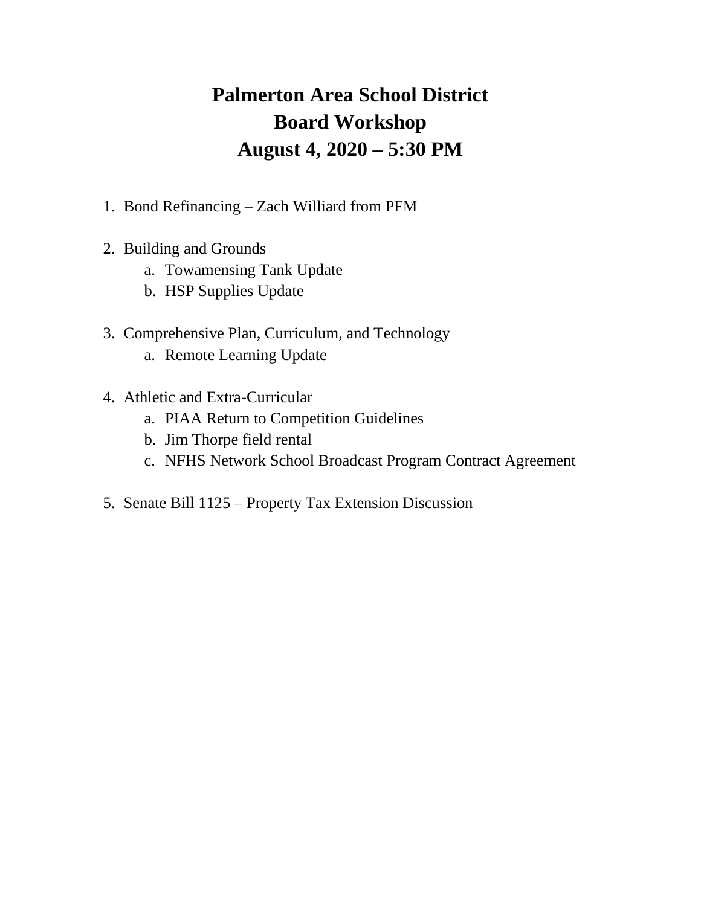# Palmerton Area School District
# Board Workshop
# August 4, 2020 – 5:30 PM

1. Bond Refinancing – Zach Williard from PFM

2. Building and Grounds
   a. Towamensing Tank Update
   b. HSP Supplies Update

3. Comprehensive Plan, Curriculum, and Technology
   a. Remote Learning Update

4. Athletic and Extra-Curricular
   a. PIAA Return to Competition Guidelines
   b. Jim Thorpe field rental
   c. NFHS Network School Broadcast Program Contract Agreement

5. Senate Bill 1125 – Property Tax Extension Discussion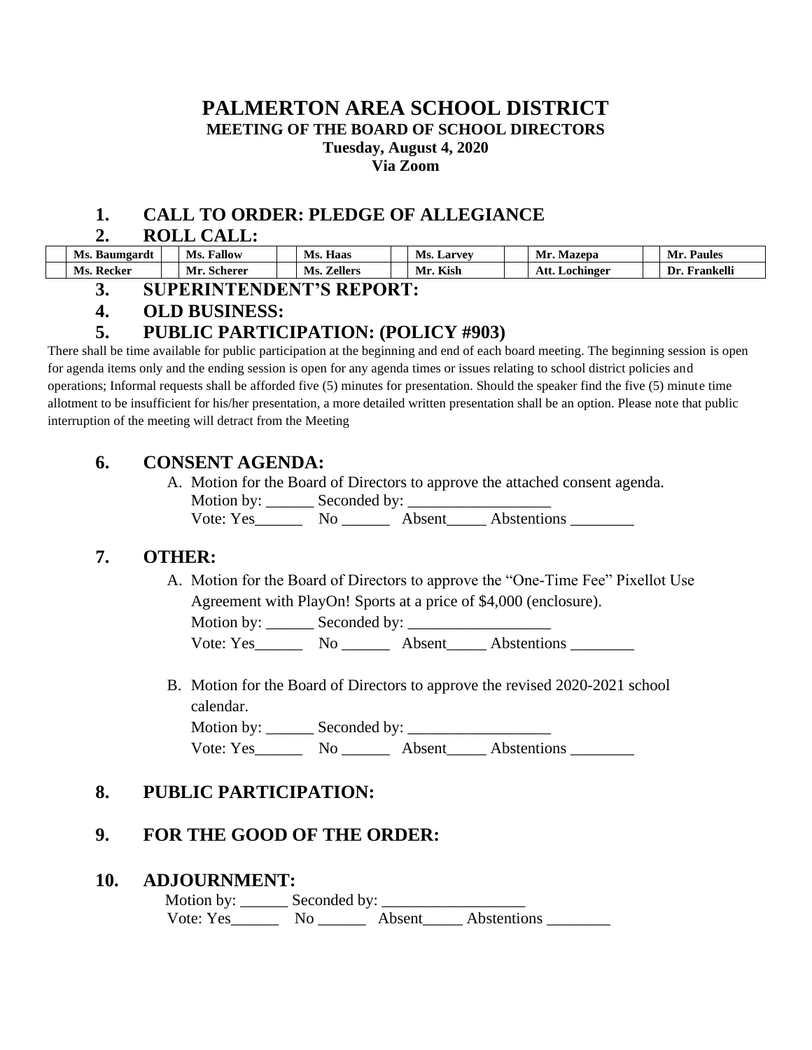# PALMERTON AREA SCHOOL DISTRICT

## MEETING OF THE BOARD OF SCHOOL DIRECTORS

**Tuesday, August 4, 2020**

**Via Zoom**

## 1. CALL TO ORDER: PLEDGE OF ALLEGIANCE

## 2. ROLL CALL:

| | | | | | | | | | | | |
|---|---|---|---|---|---|---|---|---|---|---|---|
| | **Ms. Baumgardt** | | **Ms. Fallow** | | **Ms. Haas** | | **Ms. Larvey** | | **Mr. Mazepa** | | **Mr. Paules** |
| | **Ms. Recker** | | **Mr. Scherer** | | **Ms. Zellers** | | **Mr. Kish** | | **Att. Lochinger** | | **Dr. Frankelli** |

## 3. SUPERINTENDENT'S REPORT:

## 4. OLD BUSINESS:

## 5. PUBLIC PARTICIPATION: (POLICY #903)

There shall be time available for public participation at the beginning and end of each board meeting. The beginning session is open for agenda items only and the ending session is open for any agenda times or issues relating to school district policies and operations; Informal requests shall be afforded five (5) minutes for presentation. Should the speaker find the five (5) minute time allotment to be insufficient for his/her presentation, a more detailed written presentation shall be an option. Please note that public interruption of the meeting will detract from the Meeting

## 6. CONSENT AGENDA:

A. Motion for the Board of Directors to approve the attached consent agenda.
   Motion by: ______ Seconded by: __________________
   Vote: Yes______ No ______ Absent_____ Abstentions ________

## 7. OTHER:

A. Motion for the Board of Directors to approve the "One-Time Fee" Pixellot Use Agreement with PlayOn! Sports at a price of $4,000 (enclosure).
   Motion by: ______ Seconded by: __________________
   Vote: Yes______ No ______ Absent_____ Abstentions ________

B. Motion for the Board of Directors to approve the revised 2020-2021 school calendar.
   Motion by: ______ Seconded by: __________________
   Vote: Yes______ No ______ Absent_____ Abstentions ________

## 8. PUBLIC PARTICIPATION:

## 9. FOR THE GOOD OF THE ORDER:

## 10. ADJOURNMENT:

Motion by: ______ Seconded by: __________________
Vote: Yes______ No ______ Absent_____ Abstentions ________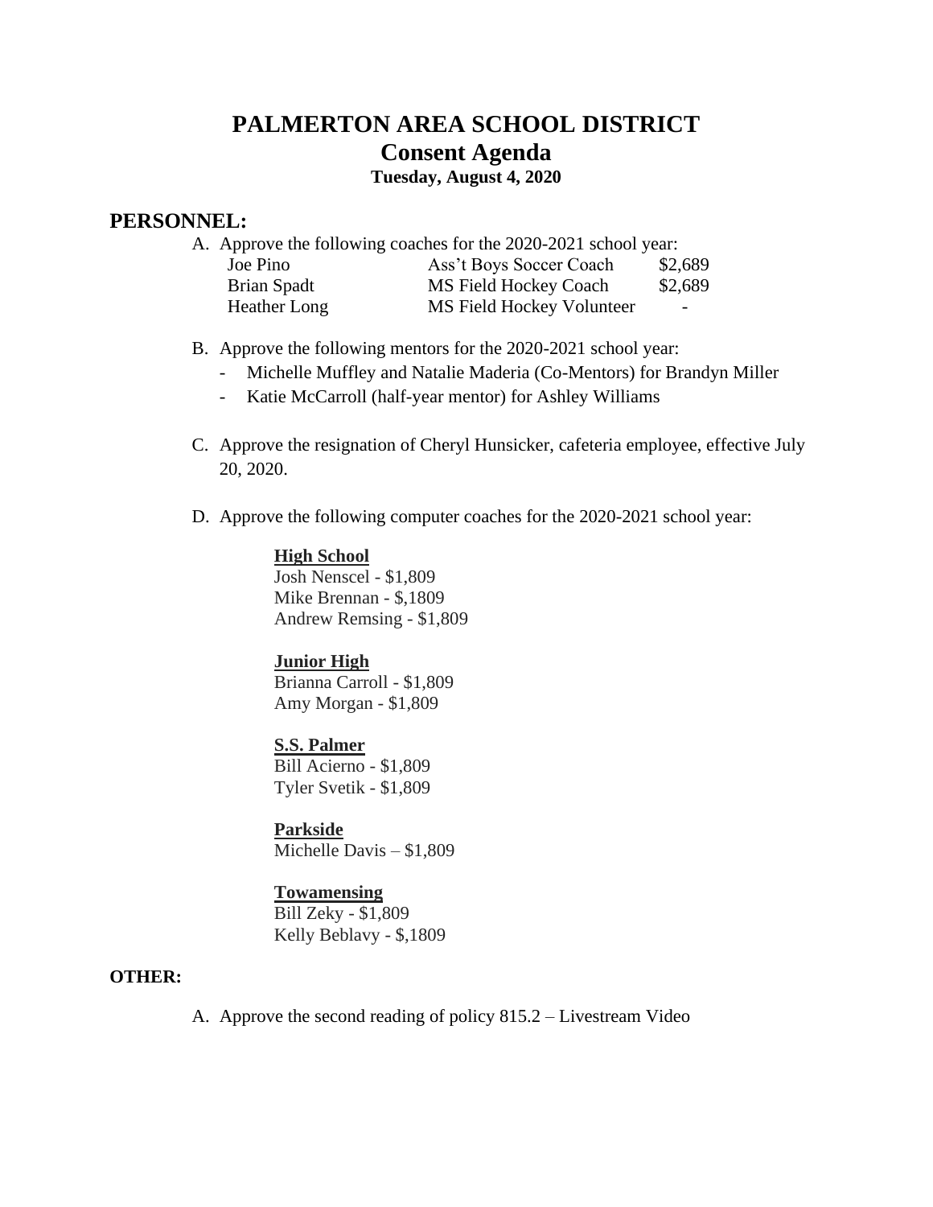# PALMERTON AREA SCHOOL DISTRICT
## Consent Agenda
### Tuesday, August 4, 2020

## PERSONNEL:

A. Approve the following coaches for the 2020-2021 school year:

| | | |
|---|---|---|
| Joe Pino | Ass't Boys Soccer Coach | $2,689 |
| Brian Spadt | MS Field Hockey Coach | $2,689 |
| Heather Long | MS Field Hockey Volunteer | - |

B. Approve the following mentors for the 2020-2021 school year:
   - Michelle Muffley and Natalie Maderia (Co-Mentors) for Brandyn Miller
   - Katie McCarroll (half-year mentor) for Ashley Williams

C. Approve the resignation of Cheryl Hunsicker, cafeteria employee, effective July 20, 2020.

D. Approve the following computer coaches for the 2020-2021 school year:

   **High School**
   Josh Nenscel - $1,809
   Mike Brennan - $,1809
   Andrew Remsing - $1,809

   **Junior High**
   Brianna Carroll - $1,809
   Amy Morgan - $1,809

   **S.S. Palmer**
   Bill Acierno - $1,809
   Tyler Svetik - $1,809

   **Parkside**
   Michelle Davis – $1,809

   **Towamensing**
   Bill Zeky - $1,809
   Kelly Beblavy - $,1809

**OTHER:**

A. Approve the second reading of policy 815.2 – Livestream Video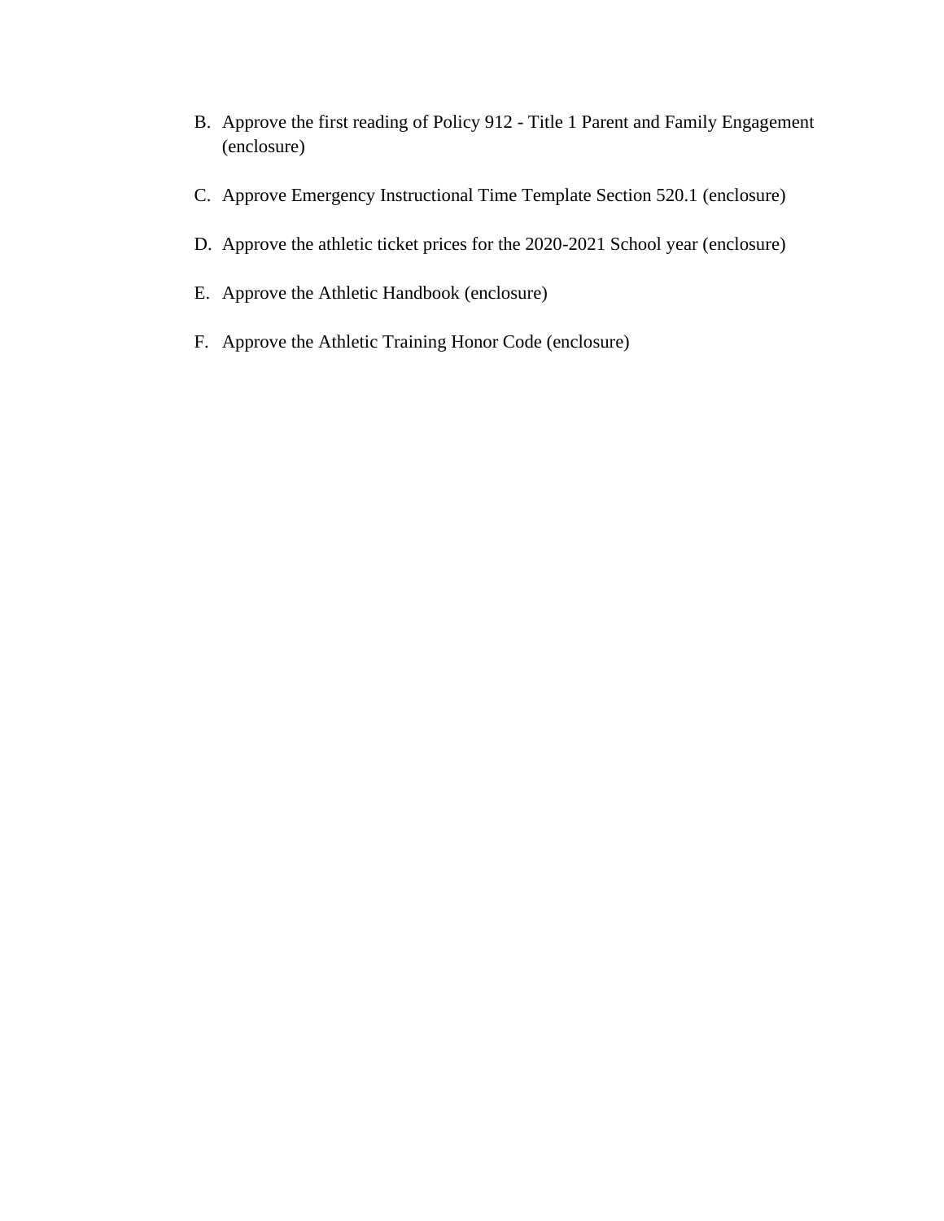B. Approve the first reading of Policy 912 - Title 1 Parent and Family Engagement (enclosure)

C. Approve Emergency Instructional Time Template Section 520.1 (enclosure)

D. Approve the athletic ticket prices for the 2020-2021 School year (enclosure)

E. Approve the Athletic Handbook (enclosure)

F. Approve the Athletic Training Honor Code (enclosure)